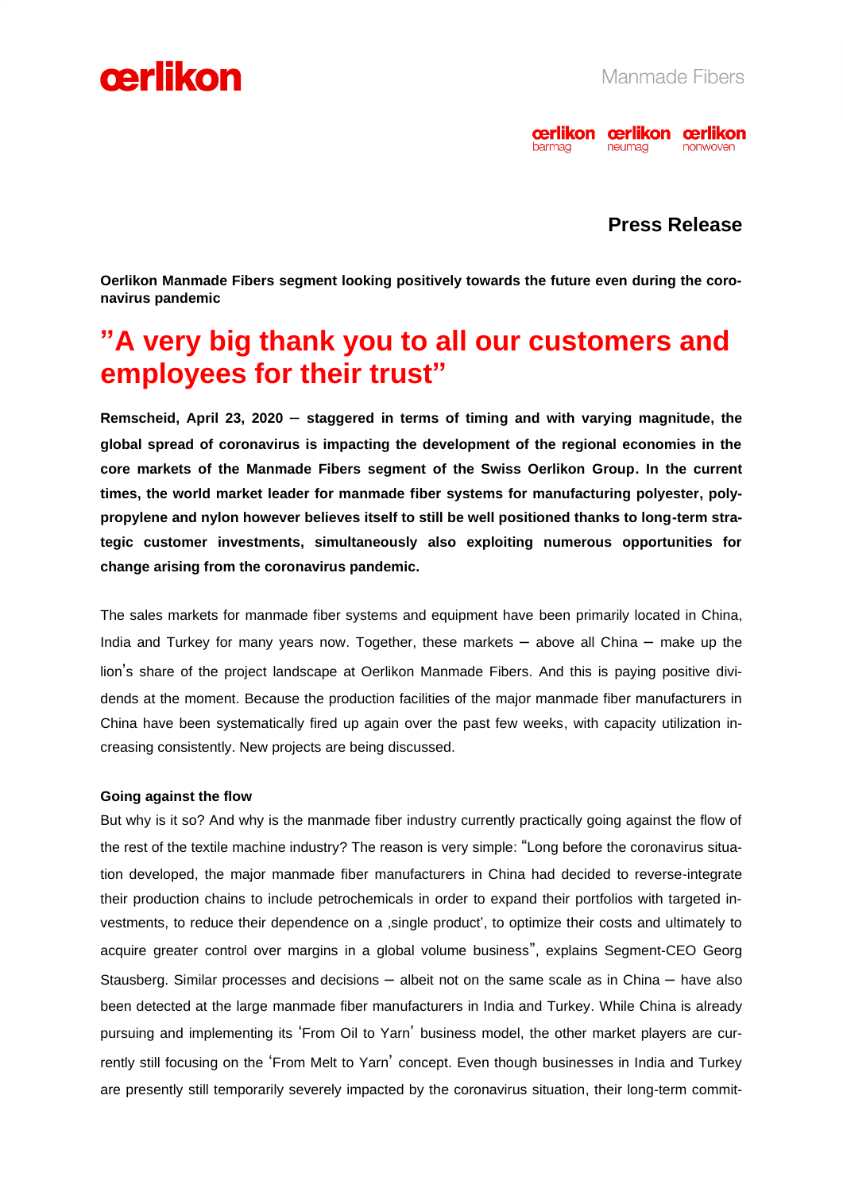**Press Release**

**Oerlikon Manmade Fibers segment looking positively towards the future even during the coronavirus pandemic**

# "A very big thank you to all our customers and employees for their trust"

**Remscheid, April 23, 2020 – staggered in terms of timing and with varying magnitude, the global spread of coronavirus is impacting the development of the regional economies in the core markets of the Manmade Fibers segment of the Swiss Oerlikon Group. In the current times, the world market leader for manmade fiber systems for manufacturing polyester, polypropylene and nylon however believes itself to still be well positioned thanks to long-term strategic customer investments, simultaneously also exploiting numerous opportunities for change arising from the coronavirus pandemic.**

The sales markets for manmade fiber systems and equipment have been primarily located in China, India and Turkey for many years now. Together, these markets – above all China – make up the lion's share of the project landscape at Oerlikon Manmade Fibers. And this is paying positive dividends at the moment. Because the production facilities of the major manmade fiber manufacturers in China have been systematically fired up again over the past few weeks, with capacity utilization increasing consistently. New projects are being discussed.

**Going against the flow**

But why is it so? And why is the manmade fiber industry currently practically going against the flow of the rest of the textile machine industry? The reason is very simple: "Long before the coronavirus situation developed, the major manmade fiber manufacturers in China had decided to reverse-integrate their production chains to include petrochemicals in order to expand their portfolios with targeted investments, to reduce their dependence on a ‚single product', to optimize their costs and ultimately to acquire greater control over margins in a global volume business", explains Segment-CEO Georg Stausberg. Similar processes and decisions – albeit not on the same scale as in China – have also been detected at the large manmade fiber manufacturers in India and Turkey. While China is already pursuing and implementing its 'From Oil to Yarn' business model, the other market players are currently still focusing on the 'From Melt to Yarn' concept. Even though businesses in India and Turkey are presently still temporarily severely impacted by the coronavirus situation, their long-term commit-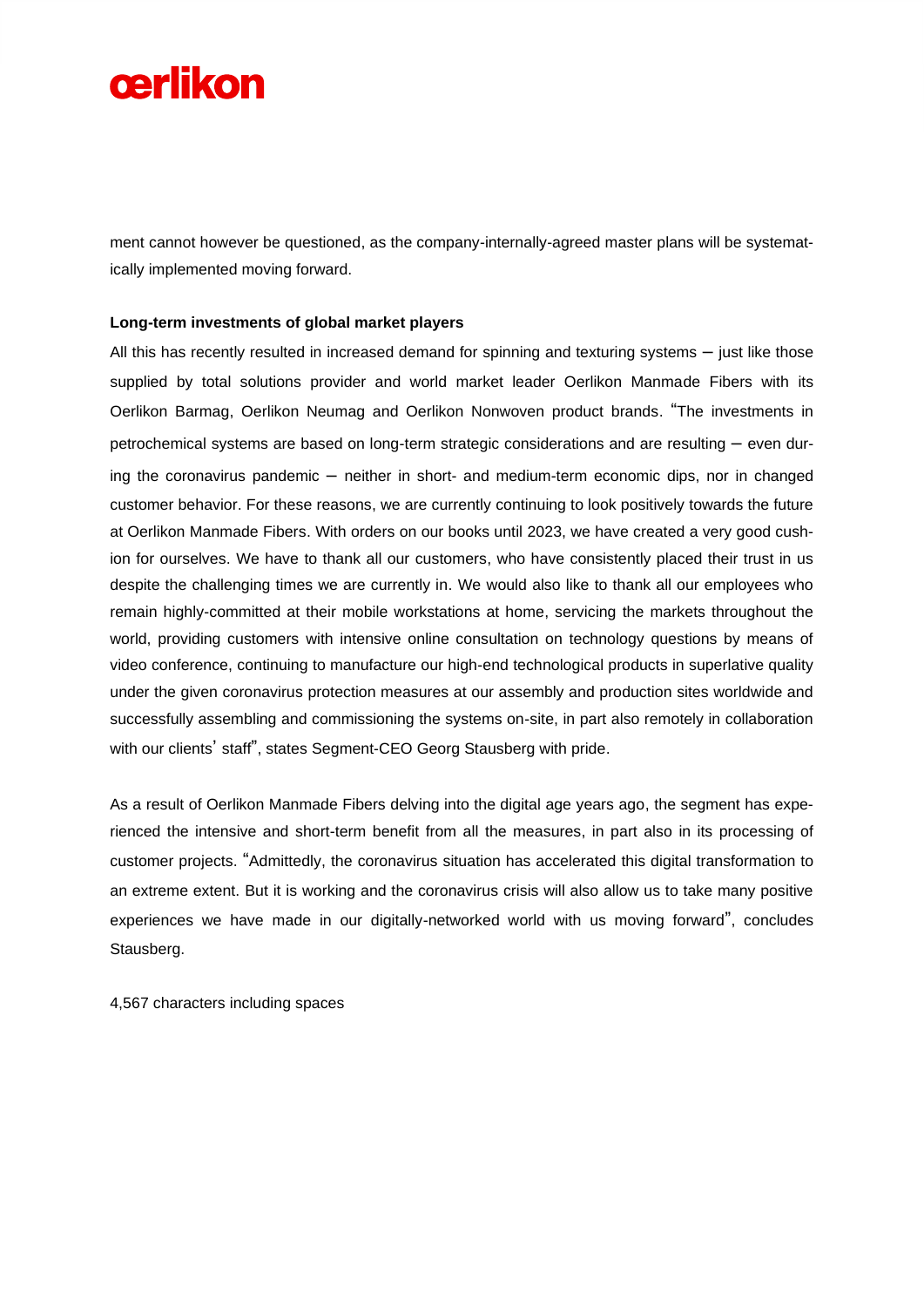ment cannot however be questioned, as the company-internally-agreed master plans will be systematically implemented moving forward.

**Long-term investments of global market players**

All this has recently resulted in increased demand for spinning and texturing systems – just like those supplied by total solutions provider and world market leader Oerlikon Manmade Fibers with its Oerlikon Barmag, Oerlikon Neumag and Oerlikon Nonwoven product brands. "The investments in petrochemical systems are based on long-term strategic considerations and are resulting – even during the coronavirus pandemic – neither in short- and medium-term economic dips, nor in changed customer behavior. For these reasons, we are currently continuing to look positively towards the future at Oerlikon Manmade Fibers. With orders on our books until 2023, we have created a very good cushion for ourselves. We have to thank all our customers, who have consistently placed their trust in us despite the challenging times we are currently in. We would also like to thank all our employees who remain highly-committed at their mobile workstations at home, servicing the markets throughout the world, providing customers with intensive online consultation on technology questions by means of video conference, continuing to manufacture our high-end technological products in superlative quality under the given coronavirus protection measures at our assembly and production sites worldwide and successfully assembling and commissioning the systems on-site, in part also remotely in collaboration with our clients' staff", states Segment-CEO Georg Stausberg with pride.

As a result of Oerlikon Manmade Fibers delving into the digital age years ago, the segment has experienced the intensive and short-term benefit from all the measures, in part also in its processing of customer projects. "Admittedly, the coronavirus situation has accelerated this digital transformation to an extreme extent. But it is working and the coronavirus crisis will also allow us to take many positive experiences we have made in our digitally-networked world with us moving forward", concludes Stausberg.

4,567 characters including spaces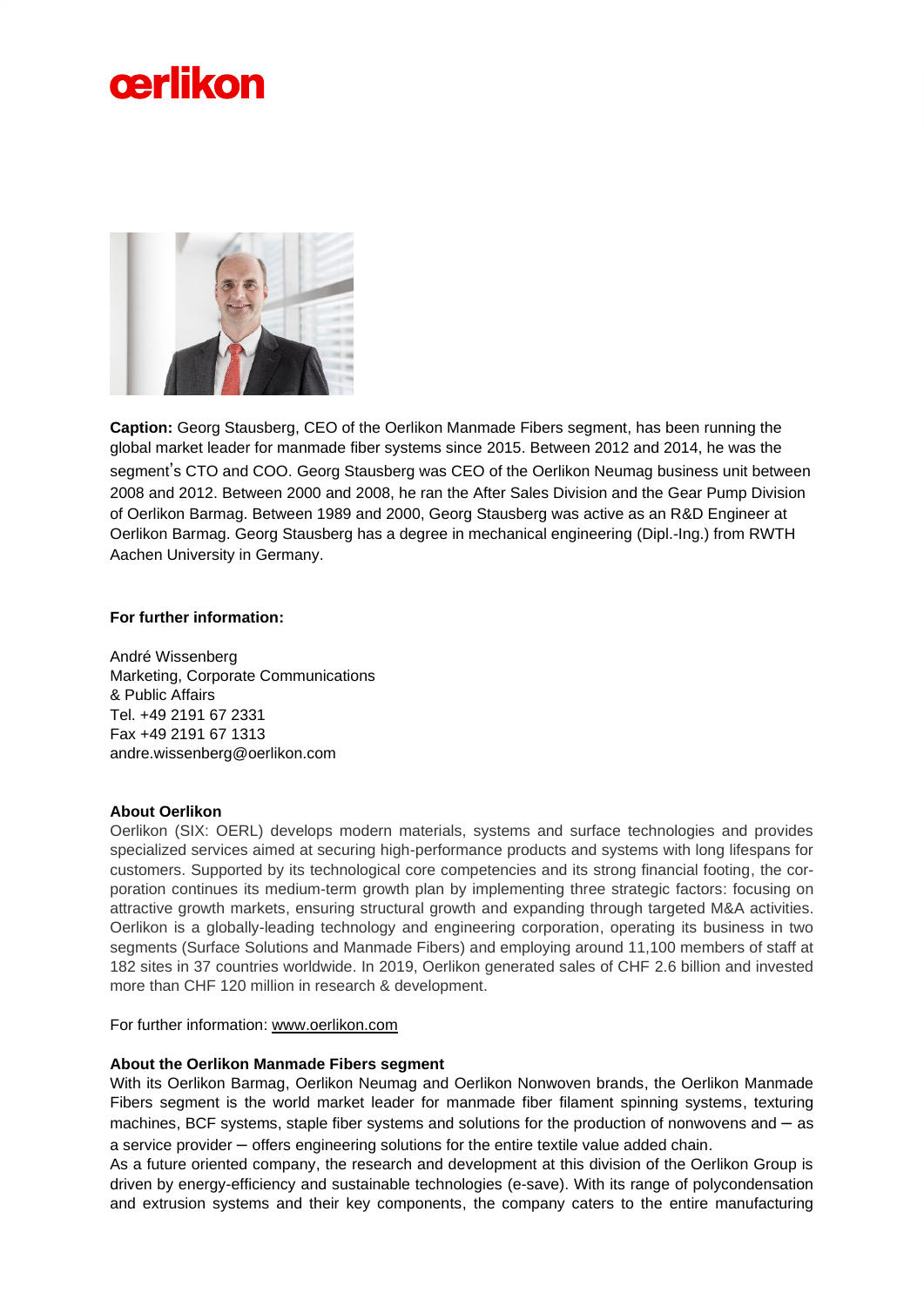**Caption:** Georg Stausberg, CEO of the Oerlikon Manmade Fibers segment, has been running the global market leader for manmade fiber systems since 2015. Between 2012 and 2014, he was the segment's CTO and COO. Georg Stausberg was CEO of the Oerlikon Neumag business unit between 2008 and 2012. Between 2000 and 2008, he ran the After Sales Division and the Gear Pump Division of Oerlikon Barmag. Between 1989 and 2000, Georg Stausberg was active as an R&D Engineer at Oerlikon Barmag. Georg Stausberg has a degree in mechanical engineering (Dipl.-Ing.) from RWTH Aachen University in Germany.

**For further information:**

André Wissenberg
Marketing, Corporate Communications
& Public Affairs
Tel. +49 2191 67 2331
Fax +49 2191 67 1313
andre.wissenberg@oerlikon.com

**About Oerlikon**

Oerlikon (SIX: OERL) develops modern materials, systems and surface technologies and provides specialized services aimed at securing high-performance products and systems with long lifespans for customers. Supported by its technological core competencies and its strong financial footing, the corporation continues its medium-term growth plan by implementing three strategic factors: focusing on attractive growth markets, ensuring structural growth and expanding through targeted M&A activities. Oerlikon is a globally-leading technology and engineering corporation, operating its business in two segments (Surface Solutions and Manmade Fibers) and employing around 11,100 members of staff at 182 sites in 37 countries worldwide. In 2019, Oerlikon generated sales of CHF 2.6 billion and invested more than CHF 120 million in research & development.

For further information: www.oerlikon.com

**About the Oerlikon Manmade Fibers segment**

With its Oerlikon Barmag, Oerlikon Neumag and Oerlikon Nonwoven brands, the Oerlikon Manmade Fibers segment is the world market leader for manmade fiber filament spinning systems, texturing machines, BCF systems, staple fiber systems and solutions for the production of nonwovens and – as a service provider – offers engineering solutions for the entire textile value added chain.
As a future oriented company, the research and development at this division of the Oerlikon Group is driven by energy-efficiency and sustainable technologies (e-save). With its range of polycondensation and extrusion systems and their key components, the company caters to the entire manufacturing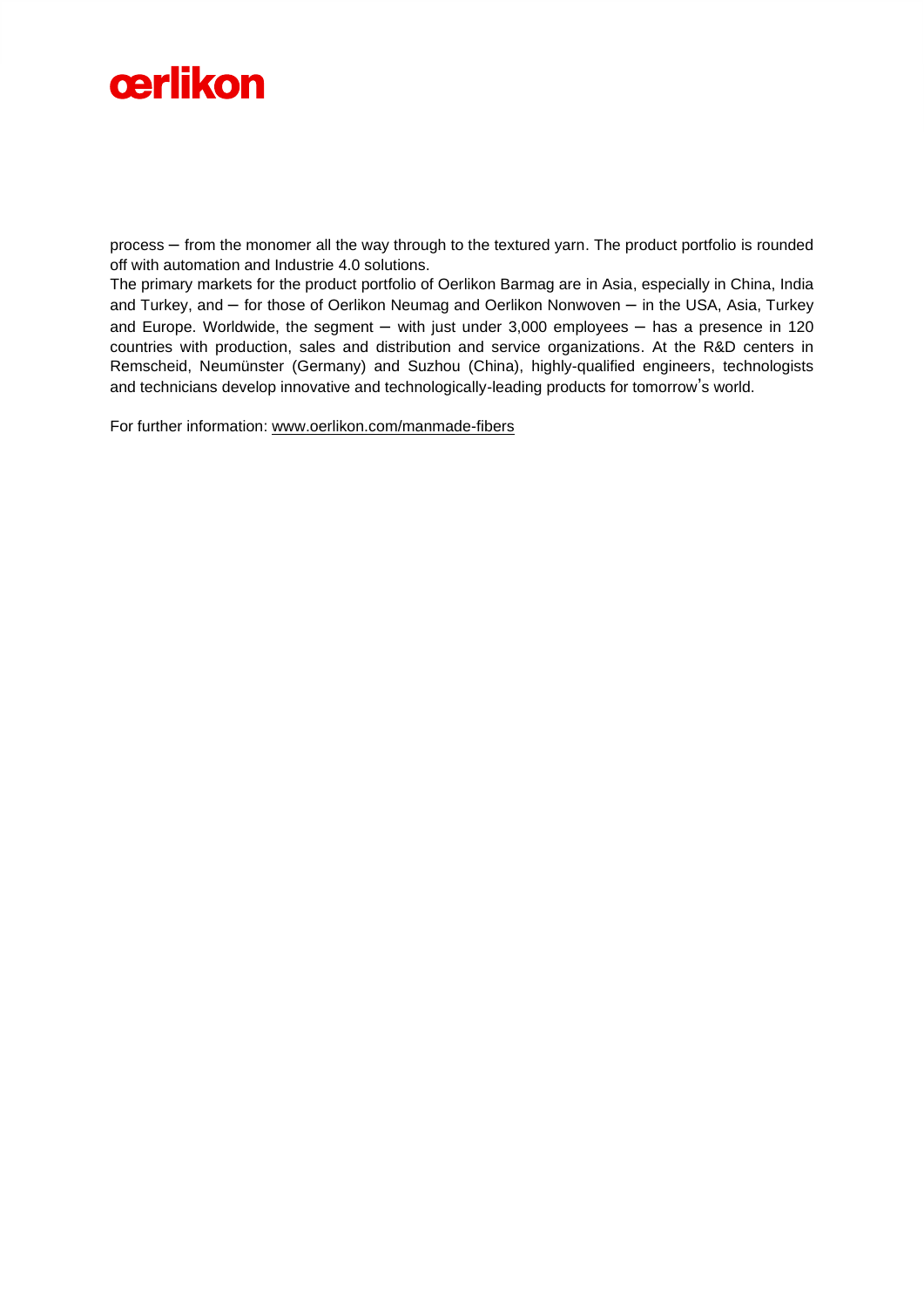process – from the monomer all the way through to the textured yarn. The product portfolio is rounded off with automation and Industrie 4.0 solutions.

The primary markets for the product portfolio of Oerlikon Barmag are in Asia, especially in China, India and Turkey, and – for those of Oerlikon Neumag and Oerlikon Nonwoven – in the USA, Asia, Turkey and Europe. Worldwide, the segment – with just under 3,000 employees – has a presence in 120 countries with production, sales and distribution and service organizations. At the R&D centers in Remscheid, Neumünster (Germany) and Suzhou (China), highly-qualified engineers, technologists and technicians develop innovative and technologically-leading products for tomorrow's world.

For further information: www.oerlikon.com/manmade-fibers